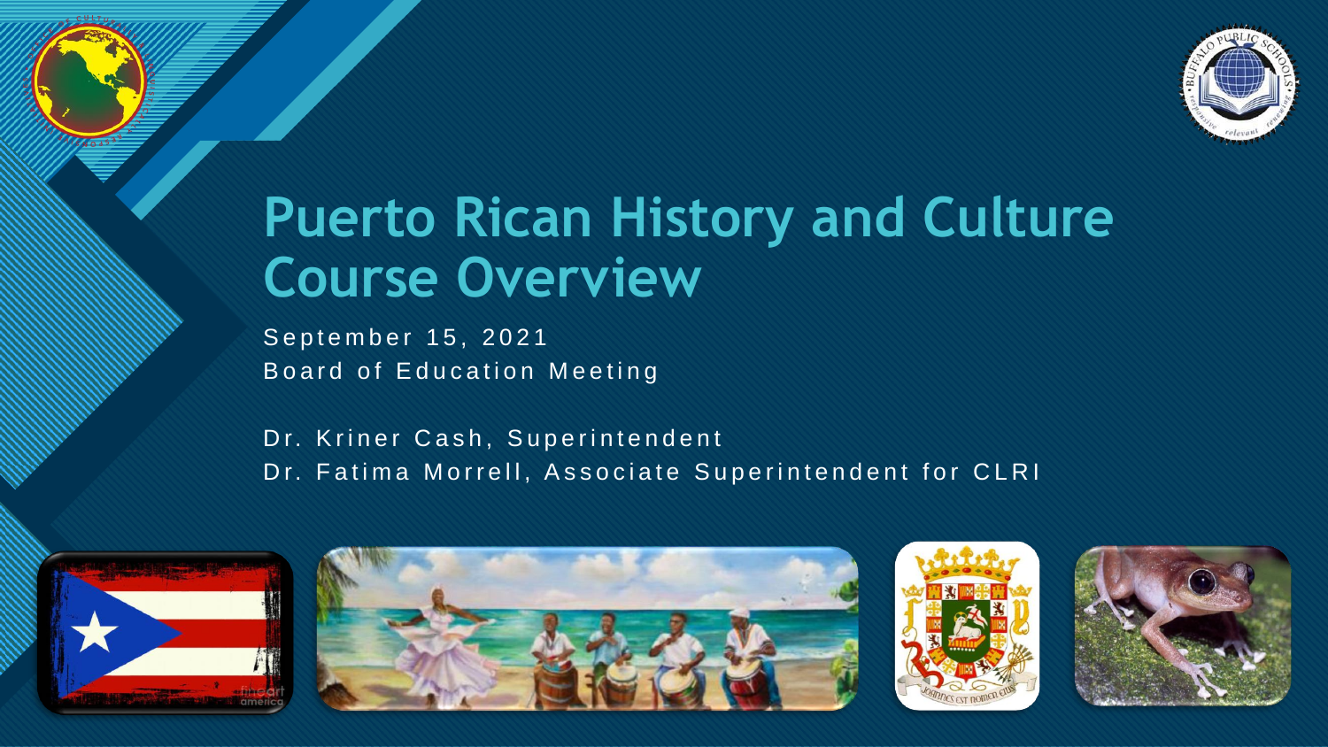# Puerto Rican History and Culture Course Overview

September 15, 2021
Board of Education Meeting

Dr. Kriner Cash, Superintendent
Dr. Fatima Morrell, Associate Superintendent for CLRI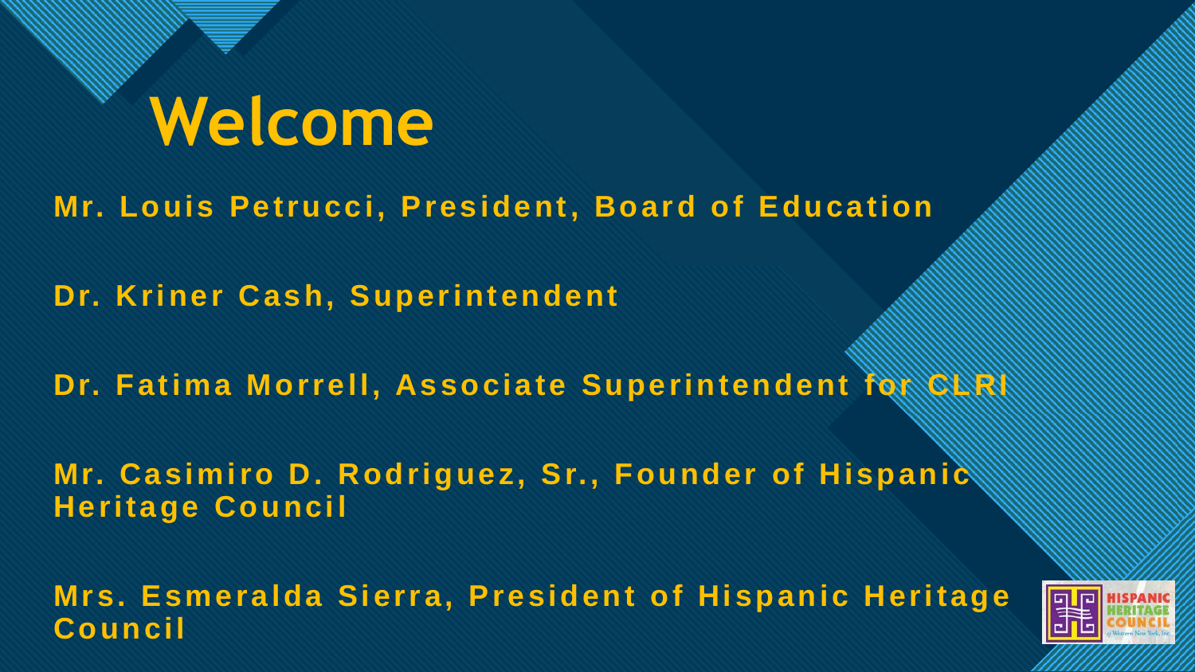# Welcome

**Mr. Louis Petrucci, President, Board of Education**

**Dr. Kriner Cash, Superintendent**

**Dr. Fatima Morrell, Associate Superintendent for CLRI**

**Mr. Casimiro D. Rodriguez, Sr., Founder of Hispanic Heritage Council**

**Mrs. Esmeralda Sierra, President of Hispanic Heritage Council**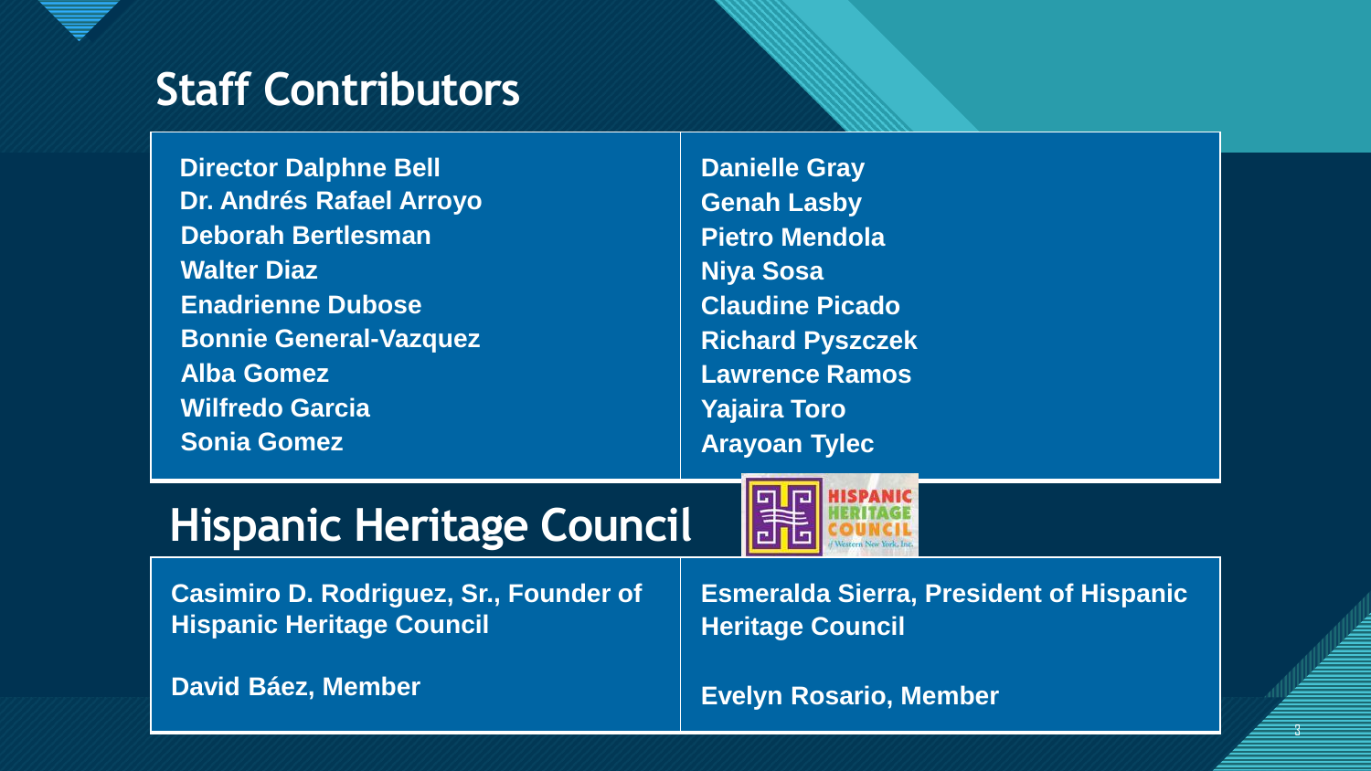## Staff Contributors

Director Dalphne Bell
Dr. Andrés Rafael Arroyo
Deborah Bertlesman
Walter Diaz
Enadrienne Dubose
Bonnie General-Vazquez
Alba Gomez
Wilfredo Garcia
Sonia Gomez
Danielle Gray
Genah Lasby
Pietro Mendola
Niya Sosa
Claudine Picado
Richard Pyszczek
Lawrence Ramos
Yajaira Toro
Arayoan Tylec

## Hispanic Heritage Council

Casimiro D. Rodriguez, Sr., Founder of Hispanic Heritage Council

David Báez, Member

Esmeralda Sierra, President of Hispanic Heritage Council

Evelyn Rosario, Member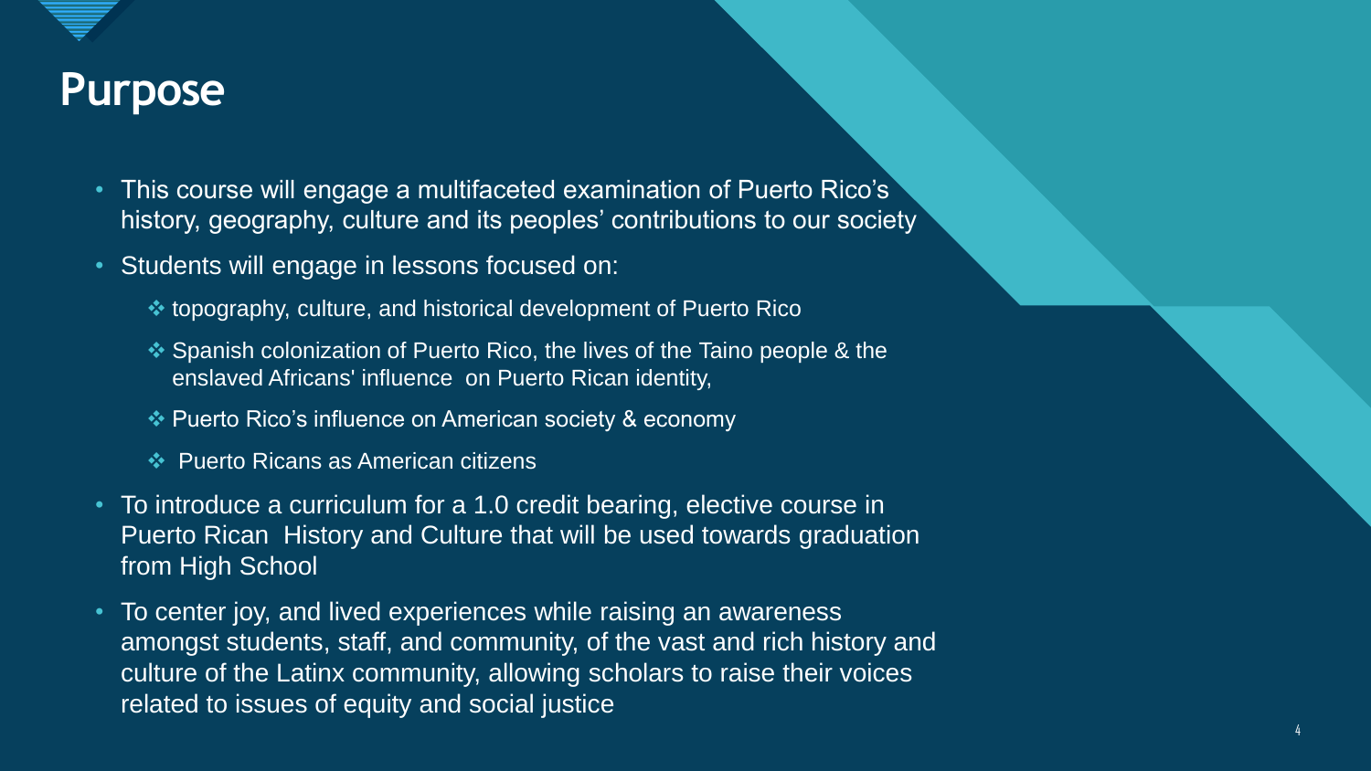# Purpose

- This course will engage a multifaceted examination of Puerto Rico's history, geography, culture and its peoples' contributions to our society
- Students will engage in lessons focused on:
  - topography, culture, and historical development of Puerto Rico
  - Spanish colonization of Puerto Rico, the lives of the Taino people & the enslaved Africans' influence on Puerto Rican identity,
  - Puerto Rico's influence on American society & economy
  - Puerto Ricans as American citizens
- To introduce a curriculum for a 1.0 credit bearing, elective course in Puerto Rican History and Culture that will be used towards graduation from High School
- To center joy, and lived experiences while raising an awareness amongst students, staff, and community, of the vast and rich history and culture of the Latinx community, allowing scholars to raise their voices related to issues of equity and social justice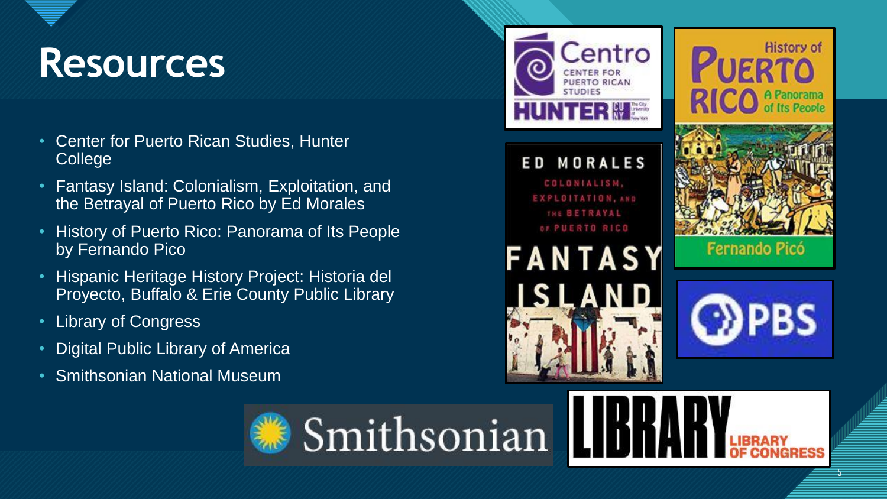# Resources

- Center for Puerto Rican Studies, Hunter College
- Fantasy Island: Colonialism, Exploitation, and the Betrayal of Puerto Rico by Ed Morales
- History of Puerto Rico: Panorama of Its People by Fernando Pico
- Hispanic Heritage History Project: Historia del Proyecto, Buffalo & Erie County Public Library
- Library of Congress
- Digital Public Library of America
- Smithsonian National Museum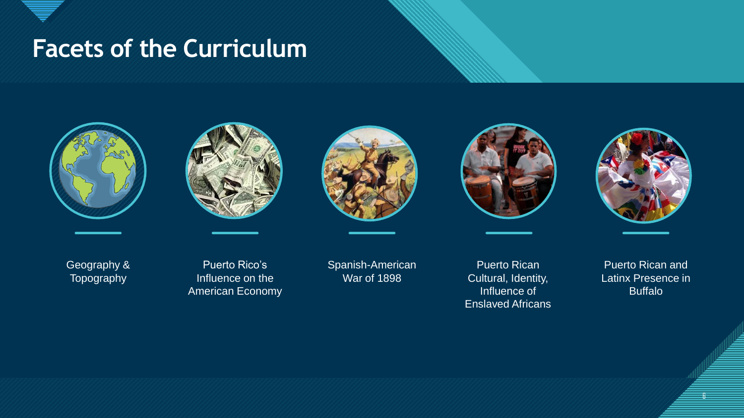# Facets of the Curriculum

- Geography & Topography
- Puerto Rico's Influence on the American Economy
- Spanish-American War of 1898
- Puerto Rican Cultural, Identity, Influence of Enslaved Africans
- Puerto Rican and Latinx Presence in Buffalo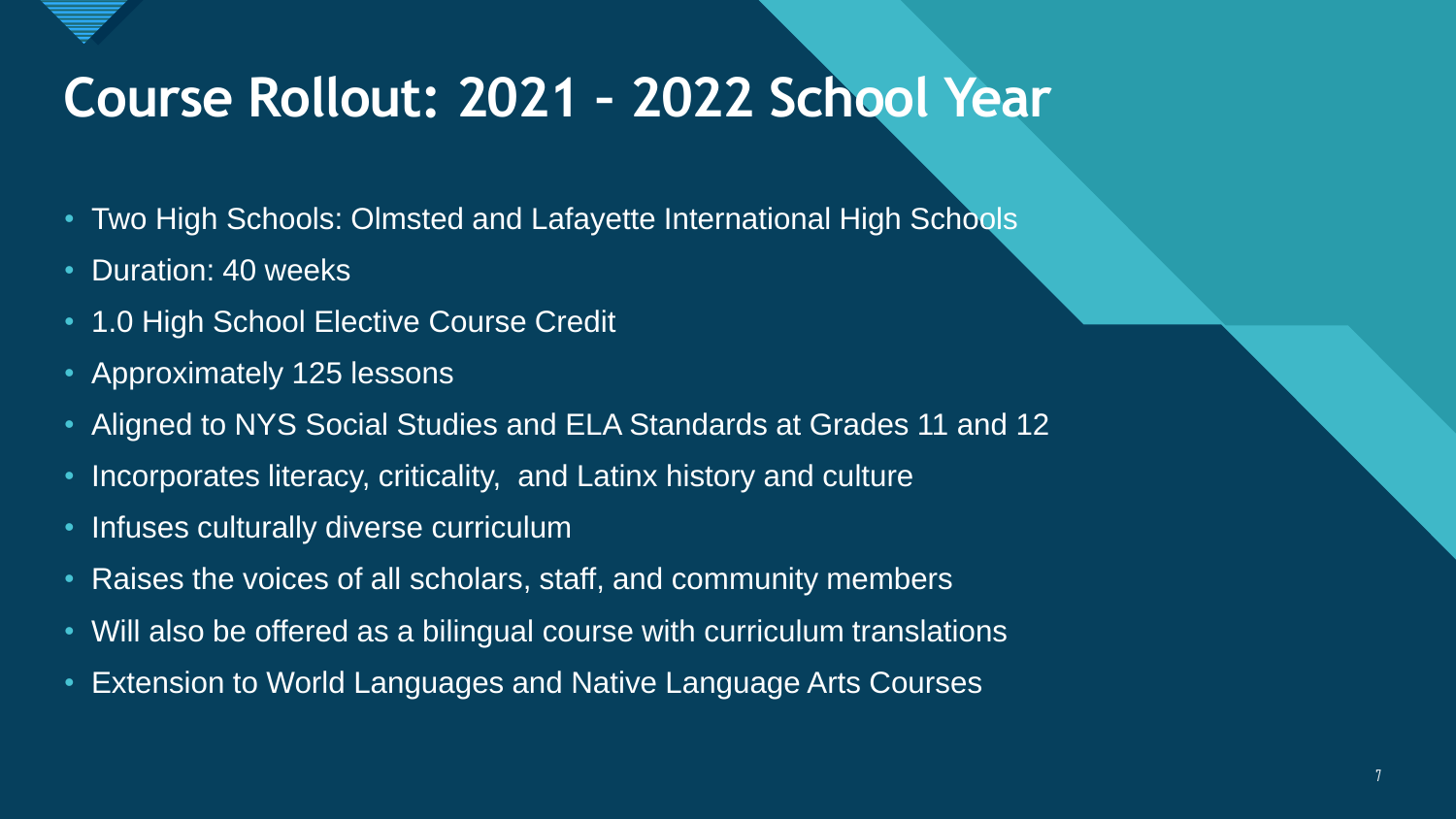# Course Rollout: 2021 – 2022 School Year

- Two High Schools: Olmsted and Lafayette International High Schools
- Duration: 40 weeks
- 1.0 High School Elective Course Credit
- Approximately 125 lessons
- Aligned to NYS Social Studies and ELA Standards at Grades 11 and 12
- Incorporates literacy, criticality,  and Latinx history and culture
- Infuses culturally diverse curriculum
- Raises the voices of all scholars, staff, and community members
- Will also be offered as a bilingual course with curriculum translations
- Extension to World Languages and Native Language Arts Courses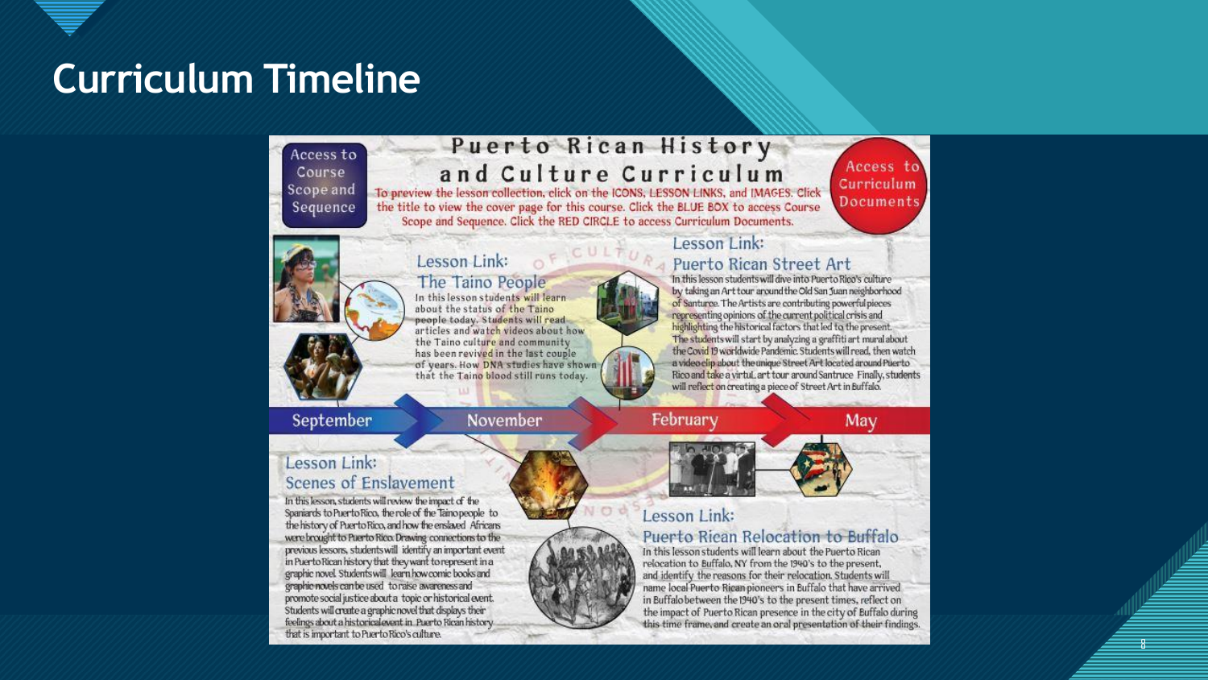# Curriculum Timeline

## Puerto Rican History and Culture Curriculum

Access to Course Scope and Sequence

Access to Curriculum Documents

To preview the lesson collection, click on the ICONS, LESSON LINKS, and IMAGES. Click the title to view the cover page for this course. Click the BLUE BOX to access Course Scope and Sequence. Click the RED CIRCLE to access Curriculum Documents.

### Lesson Link: The Taino People

In this lesson students will learn about the status of the Taino people today. Students will read articles and watch videos about how the Taino culture and community has been revived in the last couple of years. How DNA studies have shown that the Taino blood still runs today.

### Lesson Link: Puerto Rican Street Art

In this lesson students will dive into Puerto Rico's culture by taking an Art tour around the Old San Juan neighborhood of Santurce. The Artists are contributing powerful pieces representing opinions of the current political crisis and highlighting the historical factors that led to the present. The students will start by analyzing a graffiti art mural about the Covid 19 worldwide Pandemic. Students will read, then watch a video clip about the unique Street Art located around Puerto Rico and take a virtual art tour around Santruce. Finally, students will reflect on creating a piece of Street Art in Buffalo.

September — November — February — May

### Lesson Link: Scenes of Enslavement

In this lesson, students will review the impact of the Spaniards to Puerto Rico, the role of the Taino people to the history of Puerto Rico, and how the enslaved Africans were brought to Puerto Rico. Drawing connections to the previous lessons, students will identify an important event in Puerto Rican history that they want to represent in a graphic novel. Students will learn how comic books and graphic novels can be used to raise awareness and promote social justice about a topic or historical event. Students will create a graphic novel that displays their feelings about a historical event in Puerto Rican history that is important to Puerto Rico's culture.

### Lesson Link: Puerto Rican Relocation to Buffalo

In this lesson students will learn about the Puerto Rican relocation to Buffalo, NY from the 1940's to the present, and identify the reasons for their relocation. Students will name local Puerto Rican pioneers in Buffalo that have arrived in Buffalo between the 1940's to the present times, reflect on the impact of Puerto Rican presence in the city of Buffalo during this time frame, and create an oral presentation of their findings.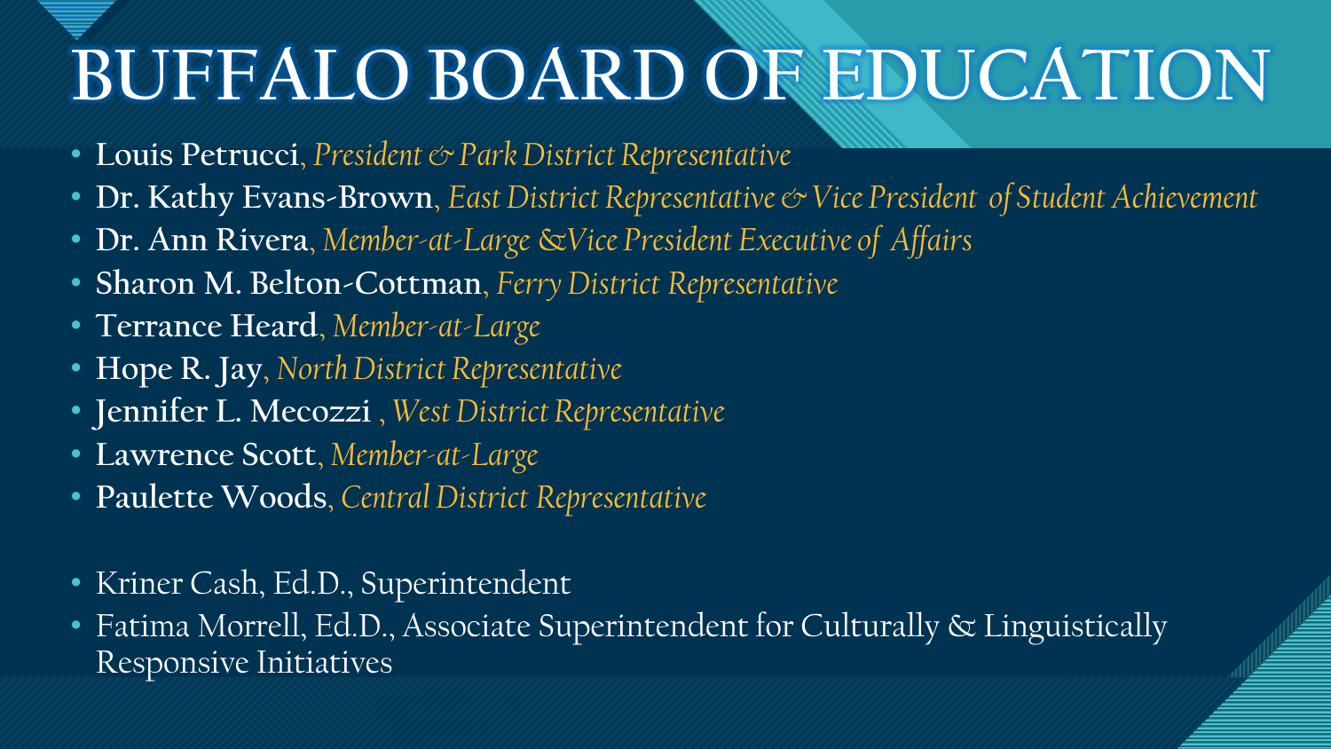# BUFFALO BOARD OF EDUCATION

- **Louis Petrucci**, *President & Park District Representative*
- **Dr. Kathy Evans-Brown**, *East District Representative & Vice President of Student Achievement*
- **Dr. Ann Rivera**, *Member-at-Large &Vice President Executive of Affairs*
- **Sharon M. Belton-Cottman**, *Ferry District Representative*
- **Terrance Heard**, *Member-at-Large*
- **Hope R. Jay**, *North District Representative*
- **Jennifer L. Mecozzi** , *West District Representative*
- **Lawrence Scott**, *Member-at-Large*
- **Paulette Woods**, *Central District Representative*

- Kriner Cash, Ed.D., Superintendent
- Fatima Morrell, Ed.D., Associate Superintendent for Culturally & Linguistically Responsive Initiatives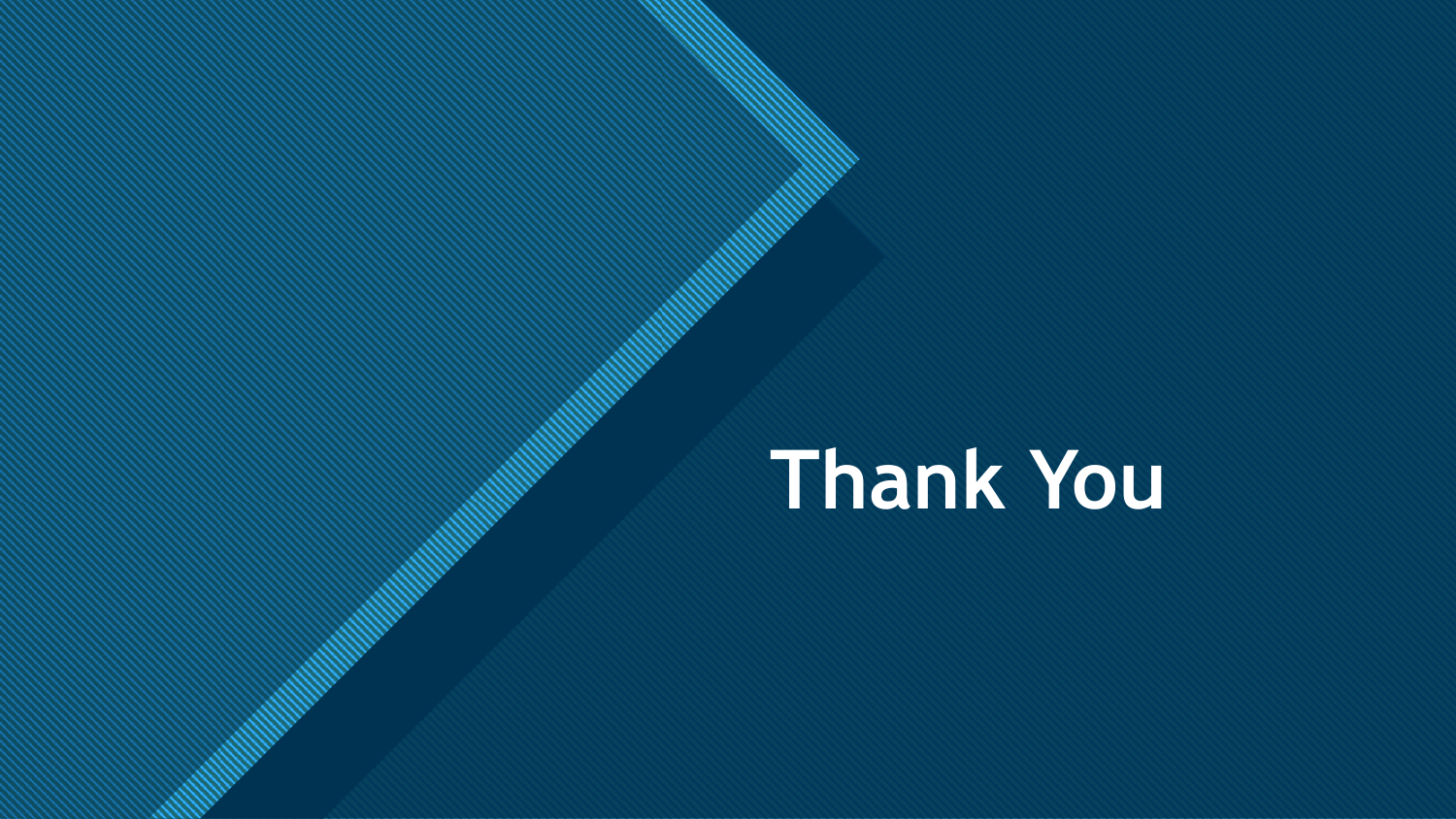# Thank You